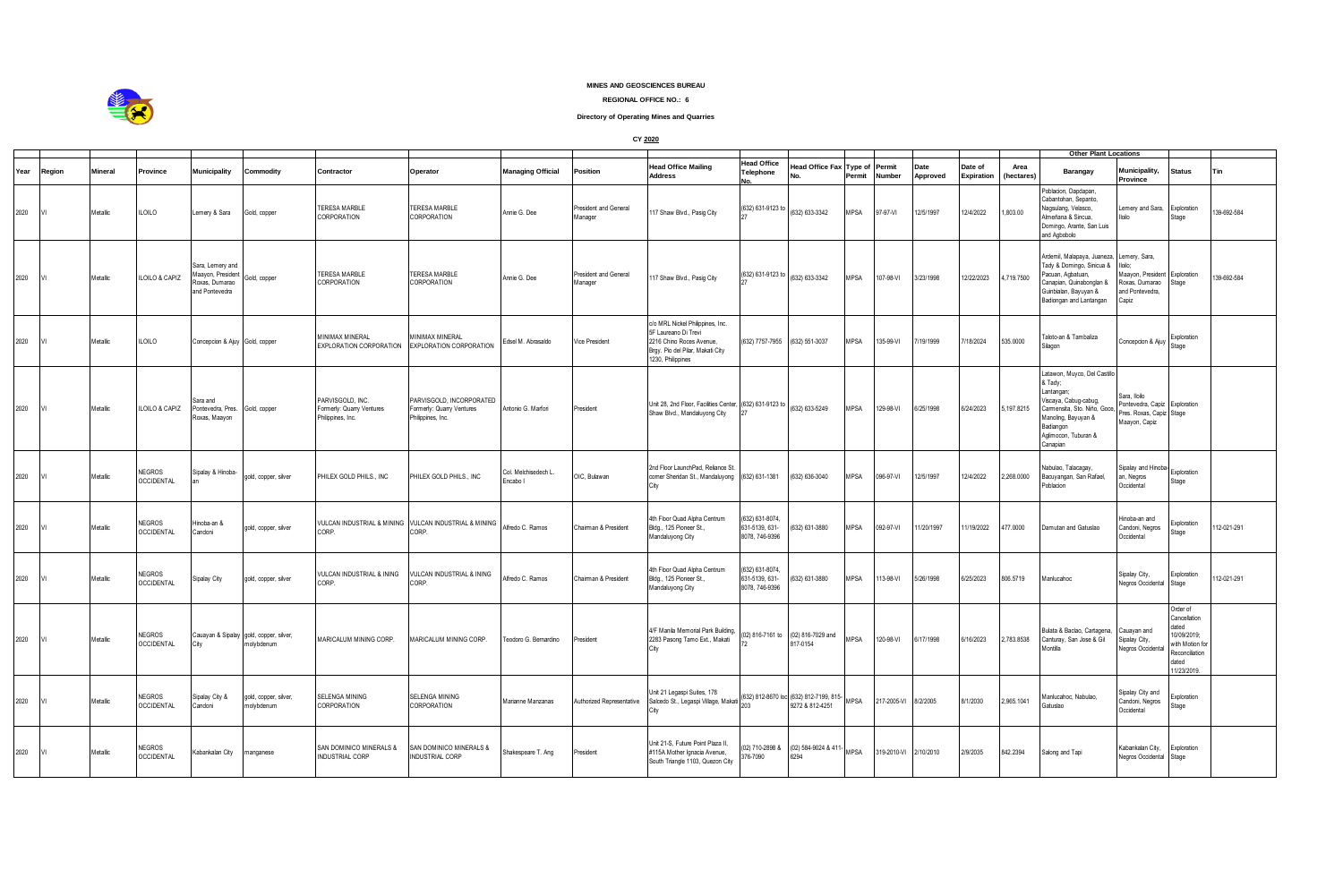**MINES AND GEOSCIENCES BUREAU**

**REGIONAL OFFICE NO.: 6**

**Directory of Operating Mines and Quarries**

**CY 2020**

| Year | Region | Mineral | Province | Municipality | Commodity | Contractor | Operator | Managing Official | Position | Head Office Mailing Address | Head Office Telephone No. | Head Office Fax No. | Type of Permit | Permit Number | Date Approved | Date of Expiration | Area (hectares) | Other Plant Locations | | Status | Tin |
|---|---|---|---|---|---|---|---|---|---|---|---|---|---|---|---|---|---|---|---|---|---|
| | | | | | | | | | | | | | | | | | | Barangay | Municipality, Province | | |
| 2020 | VI | Metallic | ILOILO | Lemery & Sara | Gold, copper | TERESA MARBLE CORPORATION | TERESA MARBLE CORPORATION | Annie G. Dee | President and General Manager | 117 Shaw Blvd., Pasig City | (632) 631-9123 to 27 | (632) 633-3342 | MPSA | 97-97-VI | 12/5/1997 | 12/4/2022 | 1,803.00 | Poblacion, Dapdapan, Cabantohan, Sepanto, Nagsulang, Velasco, Almeñana & Sincua, Domingo, Arante, San Luis and Agbobolo | Lemery and Sara, Iloilo | Exploration Stage | 139-692-584 |
| 2020 | VI | Metallic | ILOILO & CAPIZ | Sara, Lemery and Maayon, President Roxas, Dumarao and Pontevedra | Gold, copper | TERESA MARBLE CORPORATION | TERESA MARBLE CORPORATION | Annie G. Dee | President and General Manager | 117 Shaw Blvd., Pasig City | (632) 631-9123 to 27 | (632) 633-3342 | MPSA | 107-98-VI | 3/23/1998 | 12/22/2023 | 4,719.7500 | Ardemil, Malapaya, Juaneza, Tady & Domingo, Sincua & Pacuan, Agbatuan, Canapian, Quinabonglan & Guinbialan, Bayuyan & Badiongan and Lantangan | Lemery, Sara, Iloilo; Maayon, President Roxas, Dumarao and Pontevedra, Capiz | Exploration Stage | 139-692-584 |
| 2020 | VI | Metallic | ILOILO | Concepcion & Ajuy | Gold, copper | MINIMAX MINERAL EXPLORATION CORPORATION | MINIMAX MINERAL EXPLORATION CORPORATION | Edsel M. Abrasaldo | Vice President | c/o MRL Nickel Philippines, Inc. 5F Laureano Di Trevi 2216 Chino Roces Avenue, Brgy. Pio del Pilar, Makati City 1230, Philippines | (632) 7757-7955 | (632) 551-3037 | MPSA | 135-99-VI | 7/19/1999 | 7/18/2024 | 535.0000 | Taloto-an & Tambaliza Silagon | Concepcion & Ajuy | Exploration Stage | |
| 2020 | VI | Metallic | ILOILO & CAPIZ | Sara and Pontevedra, Pres. Roxas, Maayon | Gold, copper | PARVISGOLD, INC. Formerly: Quarry Ventures Philippines, Inc. | PARVISGOLD, INCORPORATED Formerly: Quarry Ventures Philippines, Inc. | Antonio G. Marfori | President | Unit 28, 2nd Floor, Facilities Center, Shaw Blvd., Mandaluyong City | (632) 631-9123 to 27 | (632) 633-5249 | MPSA | 129-98-VI | 6/25/1998 | 6/24/2023 | 5,197.8215 | Latawon, Muyco, Del Castillo & Tady; Lantangan; Viscaya, Cabug-cabug, Carmensita, Sto. Niño, Goce, Manoling, Bayuyan & Badiangon Aglimocon, Tuburan & Canapian | Sara, Iloilo Pontevedra, Capiz Pres. Roxas, Capiz Maayon, Capiz | Exploration Stage | |
| 2020 | VI | Metallic | NEGROS OCCIDENTAL | Sipalay & Hinoba-an | gold, copper, silver | PHILEX GOLD PHILS., INC | PHILEX GOLD PHILS., INC | Col. Melchisedech L. Encabo I | OIC, Bulawan | 2nd Floor LaunchPad, Reliance St. corner Sheridan St., Mandaluyong City | (632) 631-1381 | (632) 636-3040 | MPSA | 096-97-VI | 12/5/1997 | 12/4/2022 | 2,268.0000 | Nabulao, Talacagay, Bacuyangan, San Rafael, Poblacion | Sipalay and Hinobaan, Negros Occidental | Exploration Stage | |
| 2020 | VI | Metallic | NEGROS OCCIDENTAL | Hinoba-an & Candoni | gold, copper, silver | VULCAN INDUSTRIAL & MINING CORP. | VULCAN INDUSTRIAL & MINING CORP. | Alfredo C. Ramos | Chairman & President | 4th Floor Quad Alpha Centrum Bldg., 125 Pioneer St., Mandaluyong City | (632) 631-8074, 631-5139, 631-8078, 746-9396 | (632) 631-3880 | MPSA | 092-97-VI | 11/20/1997 | 11/19/2022 | 477.0000 | Damutan and Gatuslao | Hinoba-an and Candoni, Negros Occidental | Exploration Stage | 112-021-291 |
| 2020 | VI | Metallic | NEGROS OCCIDENTAL | Sipalay City | gold, copper, silver | VULCAN INDUSTRIAL & INING CORP. | VULCAN INDUSTRIAL & INING CORP. | Alfredo C. Ramos | Chairman & President | 4th Floor Quad Alpha Centrum Bldg., 125 Pioneer St., Mandaluyong City | (632) 631-8074, 631-5139, 631-8078, 746-9396 | (632) 631-3880 | MPSA | 113-98-VI | 5/26/1998 | 6/25/2023 | 806.5719 | Manlucahoc | Sipalay City, Negros Occidental | Exploration Stage | 112-021-291 |
| 2020 | VI | Metallic | NEGROS OCCIDENTAL | Cauayan & Sipalay City | gold, copper, silver, molybdenum | MARICALUM MINING CORP. | MARICALUM MINING CORP. | Teodoro G. Bernardino | President | 4/F Manila Memorial Park Building, 2283 Pasong Tamo Ext., Makati City | (02) 816-7161 to 72 | (02) 816-7029 and 817-0154 | MPSA | 120-98-VI | 6/17/1998 | 6/16/2023 | 2,783.8538 | Bulata & Baclao, Cartagena, Canturay, San Jose & Gil Montilla | Cauayan and Sipalay City, Negros Occidental | Order of Cancellation dated 10/09/2019; with Motion for Reconciliation dated 11/23/2019. | |
| 2020 | VI | Metallic | NEGROS OCCIDENTAL | Sipalay City & Candoni | gold, copper, silver, molybdenum | SELENGA MINING CORPORATION | SELENGA MINING CORPORATION | Marianne Manzanas | Authorized Representative | Unit 21 Legaspi Suites, 178 Salcedo St., Legaspi Village, Makati City | (632) 812-8670 loc 203 | (632) 812-7199, 815-9272 & 812-4251 | MPSA | 217-2005-VI | 8/2/2005 | 8/1/2030 | 2,965.1041 | Manlucahoc, Nabulao, Gatuslao | Sipalay City and Candoni, Negros Occidental | Exploration Stage | |
| 2020 | VI | Metallic | NEGROS OCCIDENTAL | Kabankalan City | manganese | SAN DOMINICO MINERALS & INDUSTRIAL CORP | SAN DOMINICO MINERALS & INDUSTRIAL CORP | Shakespeare T. Ang | President | Unit 21-S, Future Point Plaza II, #115A Mother Ignacia Avenue, South Triangle 1103, Quezon City | (02) 710-2898 & 376-7090 | (02) 584-9024 & 411-6294 | MPSA | 319-2010-VI | 2/10/2010 | 2/9/2035 | 842.2394 | Salong and Tapi | Kabankalan City, Negros Occidental | Exploration Stage | |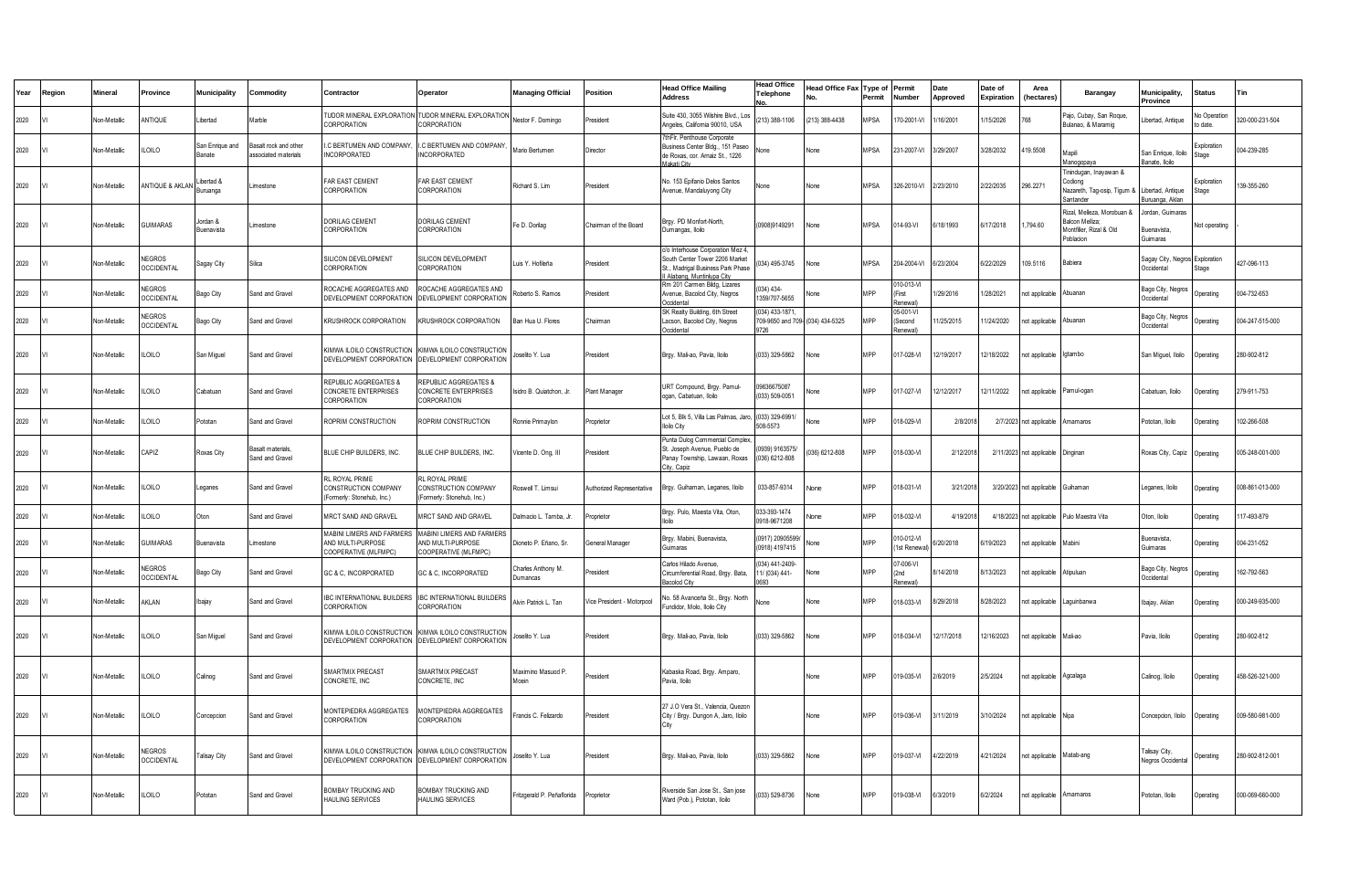| Year | Region | Mineral | Province | Municipality | Commodity | Contractor | Operator | Managing Official | Position | Head Office Mailing Address | Head Office Telephone No. | Head Office Fax No. | Type of Permit | Permit Number | Date Approved | Date of Expiration | Area (hectares) | Barangay | Municipality, Province | Status | Tin |
|---|---|---|---|---|---|---|---|---|---|---|---|---|---|---|---|---|---|---|---|---|---|
| 2020 | VI | Non-Metallic | ANTIQUE | Libertad | Marble | TUDOR MINERAL EXPLORATION CORPORATION | TUDOR MINERAL EXPLORATION CORPORATION | Nestor F. Domingo | President | Suite 430, 3055 Wilshire Blvd., Los Angeles, California 90010, USA | (213) 388-1106 | (213) 388-4438 | MPSA | 170-2001-VI | 1/16/2001 | 1/15/2026 | 768 | Pajo, Cubay, San Roque, Bulanao, & Maramig | Libertad, Antique | No Operation to date. | 320-000-231-504 |
| 2020 | VI | Non-Metallic | ILOILO | San Enrique and Banate | Basalt rock and other associated materials | I.C BERTUMEN AND COMPANY, INCORPORATED | I.C BERTUMEN AND COMPANY, INCORPORATED | Mario Bertumen | Director | 7thFlr. Penthouse Corporate Business Center Bldg., 151 Paseo de Roxas, cor. Arnaiz St., 1226 Makati City | None | None | MPSA | 231-2007-VI | 3/29/2007 | 3/28/2032 | 419.5508 | Mapili Manogopaya | San Enrique, Iloilo Banate, Iloilo | Exploration Stage | 004-239-285 |
| 2020 | VI | Non-Metallic | ANTIQUE & AKLAN | Libertad & Buruanga | Limestone | FAR EAST CEMENT CORPORATION | FAR EAST CEMENT CORPORATION | Richard S. Lim | President | No. 153 Epifanio Delos Santos Avenue, Mandaluyong City | None | None | MPSA | 326-2010-VI | 2/23/2010 | 2/22/2035 | 296.2271 | Tinindugan, Inayawan & Codiong Nazareth, Tag-osip, Tigum & Santander | Libertad, Antique Buruanga, Aklan | Exploration Stage | 139-355-260 |
| 2020 | VI | Non-Metallic | GUIMARAS | Jordan & Buenavista | Limestone | DORILAG CEMENT CORPORATION | DORILAG CEMENT CORPORATION | Fe D. Donlag | Chairman of the Board | Brgy. PD Monfort-North, Dumangas, Iloilo | (0908)9149291 | None | MPSA | 014-93-VI | 6/18/1993 | 6/17/2018 | 1,794.60 | Rizal, Melleza, Morobuan & Balcon Melliza; Montfiller, Rizal & Old Poblacion | Jordan, Guimaras Buenavista, Guimaras | Not operating | - |
| 2020 | VI | Non-Metallic | NEGROS OCCIDENTAL | Sagay City | Silica | SILICON DEVELOPMENT CORPORATION | SILICON DEVELOPMENT CORPORATION | Luis Y. Hofileña | President | c/o Interhouse Corporation Mez 4, South Center Tower 2206 Market St., Madrigal Business Park Phase II Alabang, Muntinlupa City | (034) 495-3745 | None | MPSA | 204-2004-VI | 6/23/2004 | 6/22/2029 | 109.5116 | Babiera | Sagay City, Negros Occidental | Exploration Stage | 427-096-113 |
| 2020 | VI | Non-Metallic | NEGROS OCCIDENTAL | Bago City | Sand and Gravel | ROCACHE AGGREGATES AND DEVELOPMENT CORPORATION | ROCACHE AGGREGATES AND DEVELOPMENT CORPORATION | Roberto S. Ramos | President | Rm 201 Carmen Bldg, Lizares Avenue, Bacolod City, Negros Occidental | (034) 434-1359/707-5655 | None | MPP | 010-013-VI (First Renewal) | 1/29/2016 | 1/28/2021 | not applicable | Abuanan | Bago City, Negros Occidental | Operating | 004-732-653 |
| 2020 | VI | Non-Metallic | NEGROS OCCIDENTAL | Bago City | Sand and Gravel | KRUSHROCK CORPORATION | KRUSHROCK CORPORATION | Ban Hua U. Flores | Chairman | SK Realty Building, 6th Street Lacson, Bacolod City, Negros Occidental | (034) 433-1871, 709-9650 and 709-9726 | (034) 434-5325 | MPP | 05-001-VI (Second Renewal) | 11/25/2015 | 11/24/2020 | not applicable | Abuanan | Bago City, Negros Occidental | Operating | 004-247-515-000 |
| 2020 | VI | Non-Metallic | ILOILO | San Miguel | Sand and Gravel | KIMWA ILOILO CONSTRUCTION DEVELOPMENT CORPORATION | KIMWA ILOILO CONSTRUCTION DEVELOPMENT CORPORATION | Joselito Y. Lua | President | Brgy. Mali-ao, Pavia, Iloilo | (033) 329-5862 | None | MPP | 017-028-VI | 12/19/2017 | 12/18/2022 | not applicable | Igtambo | San Miguel, Iloilo | Operating | 280-902-812 |
| 2020 | VI | Non-Metallic | ILOILO | Cabatuan | Sand and Gravel | REPUBLIC AGGREGATES & CONCRETE ENTERPRISES CORPORATION | REPUBLIC AGGREGATES & CONCRETE ENTERPRISES CORPORATION | Isidro B. Quiatchon, Jr. | Plant Manager | URT Compound, Brgy. Pamul-ogan, Cabatuan, Iloilo | 09636675087 (033) 509-0051 | None | MPP | 017-027-VI | 12/12/2017 | 12/11/2022 | not applicable | Pamul-ogan | Cabatuan, Iloilo | Operating | 279-911-753 |
| 2020 | VI | Non-Metallic | ILOILO | Pototan | Sand and Gravel | ROPRIM CONSTRUCTION | ROPRIM CONSTRUCTION | Ronnie Primaylon | Proprietor | Lot 5, Blk 5, Villa Las Palmas, Jaro, Iloilo City | (033) 329-6991/ 508-5573 | None | MPP | 018-029-VI | 2/8/2018 | 2/7/2023 | not applicable | Amamaros | Pototan, Iloilo | Operating | 102-266-508 |
| 2020 | VI | Non-Metallic | CAPIZ | Roxas City | Basalt materials, Sand and Gravel | BLUE CHIP BUILDERS, INC. | BLUE CHIP BUILDERS, INC. | Vicente D. Ong, III | President | Punta Dulog Commercial Complex, St. Joseph Avenue, Pueblo de Panay Township, Lawaan, Roxas City, Capiz | (0939) 9163575/ (036) 6212-808 | (036) 6212-808 | MPP | 018-030-VI | 2/12/2018 | 2/11/2023 | not applicable | Dinginan | Roxas City, Capiz | Operating | 005-248-001-000 |
| 2020 | VI | Non-Metallic | ILOILO | Leganes | Sand and Gravel | RL ROYAL PRIME CONSTRUCTION COMPANY (Formerly: Stonehub, Inc.) | RL ROYAL PRIME CONSTRUCTION COMPANY (Formerly: Stonehub, Inc.) | Roswell T. Limsui | Authorized Representative | Brgy. Guihaman, Leganes, Iloilo | 033-857-9314 | None | MPP | 018-031-VI | 3/21/2018 | 3/20/2023 | not applicable | Guihaman | Leganes, Iloilo | Operating | 008-861-013-000 |
| 2020 | VI | Non-Metallic | ILOILO | Oton | Sand and Gravel | MRCT SAND AND GRAVEL | MRCT SAND AND GRAVEL | Dalmacio L. Tamba, Jr. | Proprietor | Brgy. Pulo, Maestra Vita, Oton, Iloilo | 033-393-1474 0918-9671208 | None | MPP | 018-032-VI | 4/19/2018 | 4/18/2023 | not applicable | Pulo Maestra Vita | Oton, Iloilo | Operating | 117-493-879 |
| 2020 | VI | Non-Metallic | GUIMARAS | Buenavista | Limestone | MABINI LIMERS AND FARMERS AND MULTI-PURPOSE COOPERATIVE (MLFMPC) | MABINI LIMERS AND FARMERS AND MULTI-PURPOSE COOPERATIVE (MLFMPC) | Dioneto P. Eñano, Sr. | General Manager | Brgy. Mabini, Buenavista, Guimaras | (0917) 2090559/ (0918) 4197415 | None | MPP | 010-012-VI (1st Renewal) | 6/20/2018 | 6/19/2023 | not applicable | Mabini | Buenavista, Guimaras | Operating | 004-231-052 |
| 2020 | VI | Non-Metallic | NEGROS OCCIDENTAL | Bago City | Sand and Gravel | GC & C, INCORPORATED | GC & C, INCORPORATED | Charles Anthony M. Dumancas | President | Carlos Hilado Avenue, Circumferential Road, Brgy. Bata, Bacolod City | (034) 441-2409-11/ (034) 441-0693 | None | MPP | 07-006-VI (2nd Renewal) | 8/14/2018 | 8/13/2023 | not applicable | Atipuluan | Bago City, Negros Occidental | Operating | 162-792-563 |
| 2020 | VI | Non-Metallic | AKLAN | Ibajay | Sand and Gravel | IBC INTERNATIONAL BUILDERS CORPORATION | IBC INTERNATIONAL BUILDERS CORPORATION | Alvin Patrick L. Tan | Vice President - Motorpool | No. 58 Avanceña St., Brgy. North Fundidor, Molo, Iloilo City | None | None | MPP | 018-033-VI | 8/29/2018 | 8/28/2023 | not applicable | Laguinbanwa | Ibajay, Aklan | Operating | 000-249-935-000 |
| 2020 | VI | Non-Metallic | ILOILO | San Miguel | Sand and Gravel | KIMWA ILOILO CONSTRUCTION DEVELOPMENT CORPORATION | KIMWA ILOILO CONSTRUCTION DEVELOPMENT CORPORATION | Joselito Y. Lua | President | Brgy. Mali-ao, Pavia, Iloilo | (033) 329-5862 | None | MPP | 018-034-VI | 12/17/2018 | 12/16/2023 | not applicable | Mali-ao | Pavia, Iloilo | Operating | 280-902-812 |
| 2020 | VI | Non-Metallic | ILOILO | Calinog | Sand and Gravel | SMARTMIX PRECAST CONCRETE, INC | SMARTMIX PRECAST CONCRETE, INC | Maximino Masuod P. Moein | President | Kabaska Road, Brgy. Amparo, Pavia, Iloilo | | None | MPP | 019-035-VI | 2/6/2019 | 2/5/2024 | not applicable | Agcalaga | Calinog, Iloilo | Operating | 458-526-321-000 |
| 2020 | VI | Non-Metallic | ILOILO | Concepcion | Sand and Gravel | MONTEPIEDRA AGGREGATES CORPORATION | MONTEPIEDRA AGGREGATES CORPORATION | Francis C. Felizardo | President | 27 J.O Vera St., Valencia, Quezon City / Brgy. Dungon A, Jaro, Iloilo City | | None | MPP | 019-036-VI | 3/11/2019 | 3/10/2024 | not applicable | Nipa | Concepcion, Iloilo | Operating | 009-580-981-000 |
| 2020 | VI | Non-Metallic | NEGROS OCCIDENTAL | Talisay City | Sand and Gravel | KIMWA ILOILO CONSTRUCTION DEVELOPMENT CORPORATION | KIMWA ILOILO CONSTRUCTION DEVELOPMENT CORPORATION | Joselito Y. Lua | President | Brgy. Mali-ao, Pavia, Iloilo | (033) 329-5862 | None | MPP | 019-037-VI | 4/22/2019 | 4/21/2024 | not applicable | Matab-ang | Talisay City, Negros Occidental | Operating | 280-902-812-001 |
| 2020 | VI | Non-Metallic | ILOILO | Pototan | Sand and Gravel | BOMBAY TRUCKING AND HAULING SERVICES | BOMBAY TRUCKING AND HAULING SERVICES | Fritzgerald P. Peñaflorida | Proprietor | Riverside San Jose St., San jose Ward (Pob.), Pototan, Iloilo | (033) 529-8736 | None | MPP | 019-038-VI | 6/3/2019 | 6/2/2024 | not applicable | Amamaros | Pototan, Iloilo | Operating | 000-069-660-000 |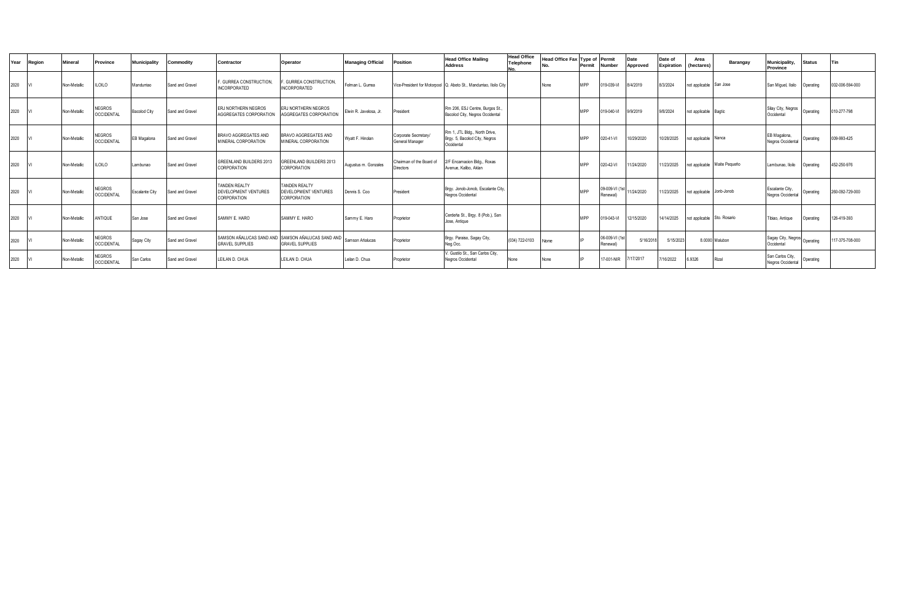| Year | Region | Mineral | Province | Municipality | Commodity | Contractor | Operator | Managing Official | Position | Head Office Mailing Address | Head Office Telephone No. | Head Office Fax No. | Type of Permit | Permit Number | Date Approved | Date of Expiration | Area (hectares) | Barangay | Municipality, Province | Status | Tin |
|---|---|---|---|---|---|---|---|---|---|---|---|---|---|---|---|---|---|---|---|---|---|
| 2020 | VI | Non-Metallic | ILOILO | Mandurriao | Sand and Gravel | F. GURREA CONSTRUCTION, INCORPORATED | F. GURREA CONSTRUCTION, INCORPORATED | Felman L. Gurrea | Vice-President for Motorpool | Q. Abeto St., Mandurriao, Iloilo City | | None | MPP | 019-039-VI | 8/4/2019 | 8/3/2024 | not applicable | San Jose | San Miguel, Iloilo | Operating | 002-006-594-000 |
| 2020 | VI | Non-Metallic | NEGROS OCCIDENTAL | Bacolod City | Sand and Gravel | ERJ NORTHERN NEGROS AGGREGATES CORPORATION | ERJ NORTHERN NEGROS AGGREGATES CORPORATION | Elwin R. Javelosa, Jr. | President | Rm 206, ESJ Centre, Burgos St., Bacolod City, Negros Occidental | | | MPP | 019-040-VI | 9/9/2019 | 9/8/2024 | not applicable | Bagtic | Silay City, Negros Occidental | Operating | 010-277-798 |
| 2020 | VI | Non-Metallic | NEGROS OCCIDENTAL | EB Magalona | Sand and Gravel | BRAVO AGGREGATES AND MINERAL CORPORATION | BRAVO AGGREGATES AND MINERAL CORPORATION | Wyatt F. Hinolan | Corporate Secretary/ General Manager | Rm 1, JTL Bldg., North Drive, Brgy. 5, Bacolod City, Negros Occidental | | | MPP | 020-41-VI | 10/29/2020 | 10/28/2025 | not applicable | Nanca | EB Magalona, Negros Occidental | Operating | 009-993-425 |
| 2020 | VI | Non-Metallic | ILOILO | Lambunao | Sand and Gravel | GREENLAND BUILDERS 2013 CORPORATION | GREENLAND BUILDERS 2013 CORPORATION | Augustus m. Gonzales | Chairman of the Board of Directors | 2/F Encarnacion Bldg., Roxas Avenue, Kalibo, Aklan | | | MPP | 020-42-VI | 11/24/2020 | 11/23/2025 | not applicable | Maite Pequeño | Lambunao, Iloilo | Operating | 452-250-976 |
| 2020 | VI | Non-Metallic | NEGROS OCCIDENTAL | Escalante City | Sand and Gravel | TANDEN REALTY DEVELOPMENT VENTURES CORPORATION | TANDEN REALTY DEVELOPMENT VENTURES CORPORATION | Dennis S. Coo | President | Brgy. Jonob-Jonob, Escalante City, Negros Occidental | | | MPP | 09-009-VI (1st Renewal) | 11/24/2020 | 11/23/2025 | not applicable | Jonb-Jonob | Escalante City, Negros Occidental | Operating | 260-092-729-000 |
| 2020 | VI | Non-Metallic | ANTIQUE | San Jose | Sand and Gravel | SAMMY E. HARO | SAMMY E. HARO | Sammy E. Haro | Proprietor | Cerdeña St., Brgy. 8 (Pob.), San Jose, Antique | | | MPP | 019-043-VI | 12/15/2020 | 14/14/2025 | not applicable | Sto. Rosario | Tibiao, Antique | Operating | 126-419-393 |
| 2020 | VI | Non-Metallic | NEGROS OCCIDENTAL | Sagay City | Sand and Gravel | SAMSON AÑALUCAS SAND AND GRAVEL SUPPLIES | SAMSON AÑALUCAS SAND AND GRAVEL SUPPLIES | Samson Añalucas | Proprietor | Brgy. Paraiso, Sagay City, Neg.Occ. | (034) 722-0103 | None | IP | 06-009-VI (1st Renewal) | 5/16/2018 | 5/15/2023 | 8.0000 | Malubon | Sagay City, Negros Occidental | Operating | 117-375-708-000 |
| 2020 | VI | Non-Metallic | NEGROS OCCIDENTAL | San Carlos | Sand and Gravel | LEILAN D. CHUA | LEILAN D. CHUA | Leilan D. Chua | Proprietor | V. Gustilo St., San Carlos City, Negros Occidental | None | None | IP | 17-001-NIR | 7/17/2017 | 7/16/2022 | 6.9326 | Rizal | San Carlos City, Negros Occidental | Operating | |